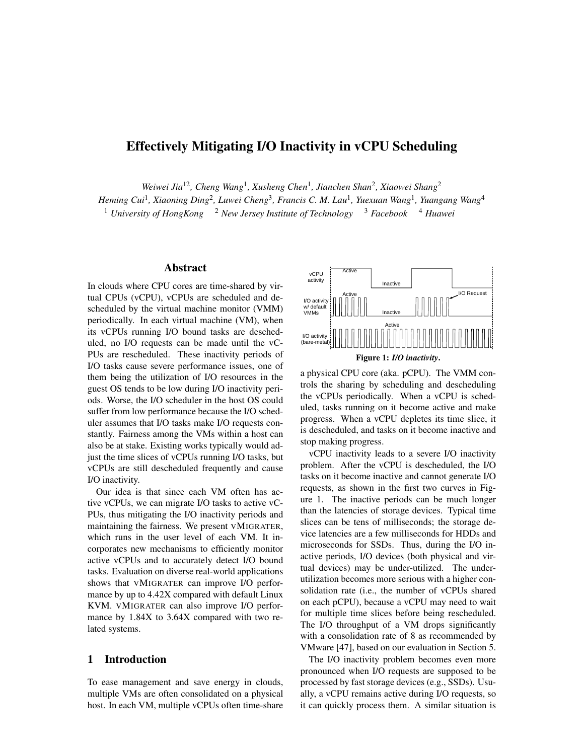# Effectively Mitigating I/O Inactivity in vCPU Scheduling

*Weiwei Jia[1,2], Cheng Wang[1], Xusheng Chen[1], Jianchen Shan[2], Xiaowei Shang[2]*
*Heming Cui[1], Xiaoning Ding[2], Luwei Cheng[3], Francis C. M. Lau[1], Yuexuan Wang[1], Yuangang Wang[4]*
[1] *University of HongKong* [2] *New Jersey Institute of Technology* [3] *Facebook* [4] *Huawei*

## Abstract

In clouds where CPU cores are time-shared by virtual CPUs (vCPU), vCPUs are scheduled and descheduled by the virtual machine monitor (VMM) periodically. In each virtual machine (VM), when its vCPUs running I/O bound tasks are descheduled, no I/O requests can be made until the vCPUs are rescheduled. These inactivity periods of I/O tasks cause severe performance issues, one of them being the utilization of I/O resources in the guest OS tends to be low during I/O inactivity periods. Worse, the I/O scheduler in the host OS could suffer from low performance because the I/O scheduler assumes that I/O tasks make I/O requests constantly. Fairness among the VMs within a host can also be at stake. Existing works typically would adjust the time slices of vCPUs running I/O tasks, but vCPUs are still descheduled frequently and cause I/O inactivity.

Our idea is that since each VM often has active vCPUs, we can migrate I/O tasks to active vCPUs, thus mitigating the I/O inactivity periods and maintaining the fairness. We present vMIGRATER, which runs in the user level of each VM. It incorporates new mechanisms to efficiently monitor active vCPUs and to accurately detect I/O bound tasks. Evaluation on diverse real-world applications shows that vMIGRATER can improve I/O performance by up to 4.42X compared with default Linux KVM. vMIGRATER can also improve I/O performance by 1.84X to 3.64X compared with two related systems.

## 1 Introduction

To ease management and save energy in clouds, multiple VMs are often consolidated on a physical host. In each VM, multiple vCPUs often time-share a physical CPU core (aka. pCPU). The VMM controls the sharing by scheduling and descheduling the vCPUs periodically. When a vCPU is scheduled, tasks running on it become active and make progress. When a vCPU depletes its time slice, it is descheduled, and tasks on it become inactive and stop making progress.

**Figure 1:** *I/O inactivity.*

vCPU inactivity leads to a severe I/O inactivity problem. After the vCPU is descheduled, the I/O tasks on it become inactive and cannot generate I/O requests, as shown in the first two curves in Figure 1. The inactive periods can be much longer than the latencies of storage devices. Typical time slices can be tens of milliseconds; the storage device latencies are a few milliseconds for HDDs and microseconds for SSDs. Thus, during the I/O inactive periods, I/O devices (both physical and virtual devices) may be under-utilized. The under-utilization becomes more serious with a higher consolidation rate (i.e., the number of vCPUs shared on each pCPU), because a vCPU may need to wait for multiple time slices before being rescheduled. The I/O throughput of a VM drops significantly with a consolidation rate of 8 as recommended by VMware [47], based on our evaluation in Section 5.

The I/O inactivity problem becomes even more pronounced when I/O requests are supposed to be processed by fast storage devices (e.g., SSDs). Usually, a vCPU remains active during I/O requests, so it can quickly process them. A similar situation is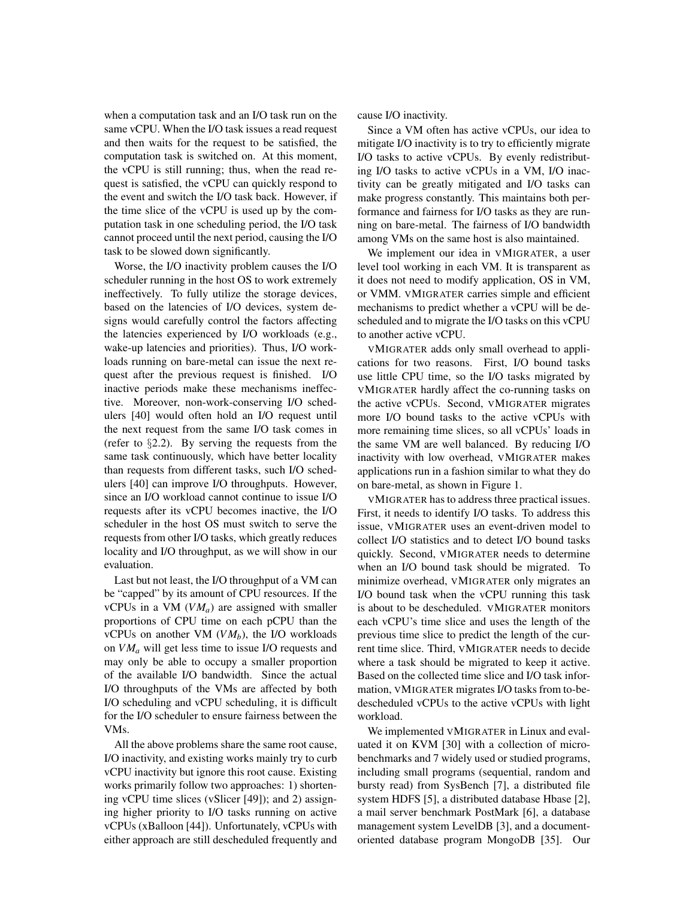when a computation task and an I/O task run on the same vCPU. When the I/O task issues a read request and then waits for the request to be satisfied, the computation task is switched on. At this moment, the vCPU is still running; thus, when the read request is satisfied, the vCPU can quickly respond to the event and switch the I/O task back. However, if the time slice of the vCPU is used up by the computation task in one scheduling period, the I/O task cannot proceed until the next period, causing the I/O task to be slowed down significantly.

Worse, the I/O inactivity problem causes the I/O scheduler running in the host OS to work extremely ineffectively. To fully utilize the storage devices, based on the latencies of I/O devices, system designs would carefully control the factors affecting the latencies experienced by I/O workloads (e.g., wake-up latencies and priorities). Thus, I/O workloads running on bare-metal can issue the next request after the previous request is finished. I/O inactive periods make these mechanisms ineffective. Moreover, non-work-conserving I/O schedulers [40] would often hold an I/O request until the next request from the same I/O task comes in (refer to §2.2). By serving the requests from the same task continuously, which have better locality than requests from different tasks, such I/O schedulers [40] can improve I/O throughputs. However, since an I/O workload cannot continue to issue I/O requests after its vCPU becomes inactive, the I/O scheduler in the host OS must switch to serve the requests from other I/O tasks, which greatly reduces locality and I/O throughput, as we will show in our evaluation.

Last but not least, the I/O throughput of a VM can be "capped" by its amount of CPU resources. If the vCPUs in a VM ($VM_a$) are assigned with smaller proportions of CPU time on each pCPU than the vCPUs on another VM ($VM_b$), the I/O workloads on $VM_a$ will get less time to issue I/O requests and may only be able to occupy a smaller proportion of the available I/O bandwidth. Since the actual I/O throughputs of the VMs are affected by both I/O scheduling and vCPU scheduling, it is difficult for the I/O scheduler to ensure fairness between the VMs.

All the above problems share the same root cause, I/O inactivity, and existing works mainly try to curb vCPU inactivity but ignore this root cause. Existing works primarily follow two approaches: 1) shortening vCPU time slices (vSlicer [49]); and 2) assigning higher priority to I/O tasks running on active vCPUs (xBalloon [44]). Unfortunately, vCPUs with either approach are still descheduled frequently and cause I/O inactivity.

Since a VM often has active vCPUs, our idea to mitigate I/O inactivity is to try to efficiently migrate I/O tasks to active vCPUs. By evenly redistributing I/O tasks to active vCPUs in a VM, I/O inactivity can be greatly mitigated and I/O tasks can make progress constantly. This maintains both performance and fairness for I/O tasks as they are running on bare-metal. The fairness of I/O bandwidth among VMs on the same host is also maintained.

We implement our idea in vMIGRATER, a user level tool working in each VM. It is transparent as it does not need to modify application, OS in VM, or VMM. vMIGRATER carries simple and efficient mechanisms to predict whether a vCPU will be descheduled and to migrate the I/O tasks on this vCPU to another active vCPU.

vMIGRATER adds only small overhead to applications for two reasons. First, I/O bound tasks use little CPU time, so the I/O tasks migrated by vMIGRATER hardly affect the co-running tasks on the active vCPUs. Second, vMIGRATER migrates more I/O bound tasks to the active vCPUs with more remaining time slices, so all vCPUs' loads in the same VM are well balanced. By reducing I/O inactivity with low overhead, vMIGRATER makes applications run in a fashion similar to what they do on bare-metal, as shown in Figure 1.

vMIGRATER has to address three practical issues. First, it needs to identify I/O tasks. To address this issue, vMIGRATER uses an event-driven model to collect I/O statistics and to detect I/O bound tasks quickly. Second, vMIGRATER needs to determine when an I/O bound task should be migrated. To minimize overhead, vMIGRATER only migrates an I/O bound task when the vCPU running this task is about to be descheduled. vMIGRATER monitors each vCPU's time slice and uses the length of the previous time slice to predict the length of the current time slice. Third, vMIGRATER needs to decide where a task should be migrated to keep it active. Based on the collected time slice and I/O task information, vMIGRATER migrates I/O tasks from to-be-descheduled vCPUs to the active vCPUs with light workload.

We implemented vMIGRATER in Linux and evaluated it on KVM [30] with a collection of micro-benchmarks and 7 widely used or studied programs, including small programs (sequential, random and bursty read) from SysBench [7], a distributed file system HDFS [5], a distributed database Hbase [2], a mail server benchmark PostMark [6], a database management system LevelDB [3], and a document-oriented database program MongoDB [35]. Our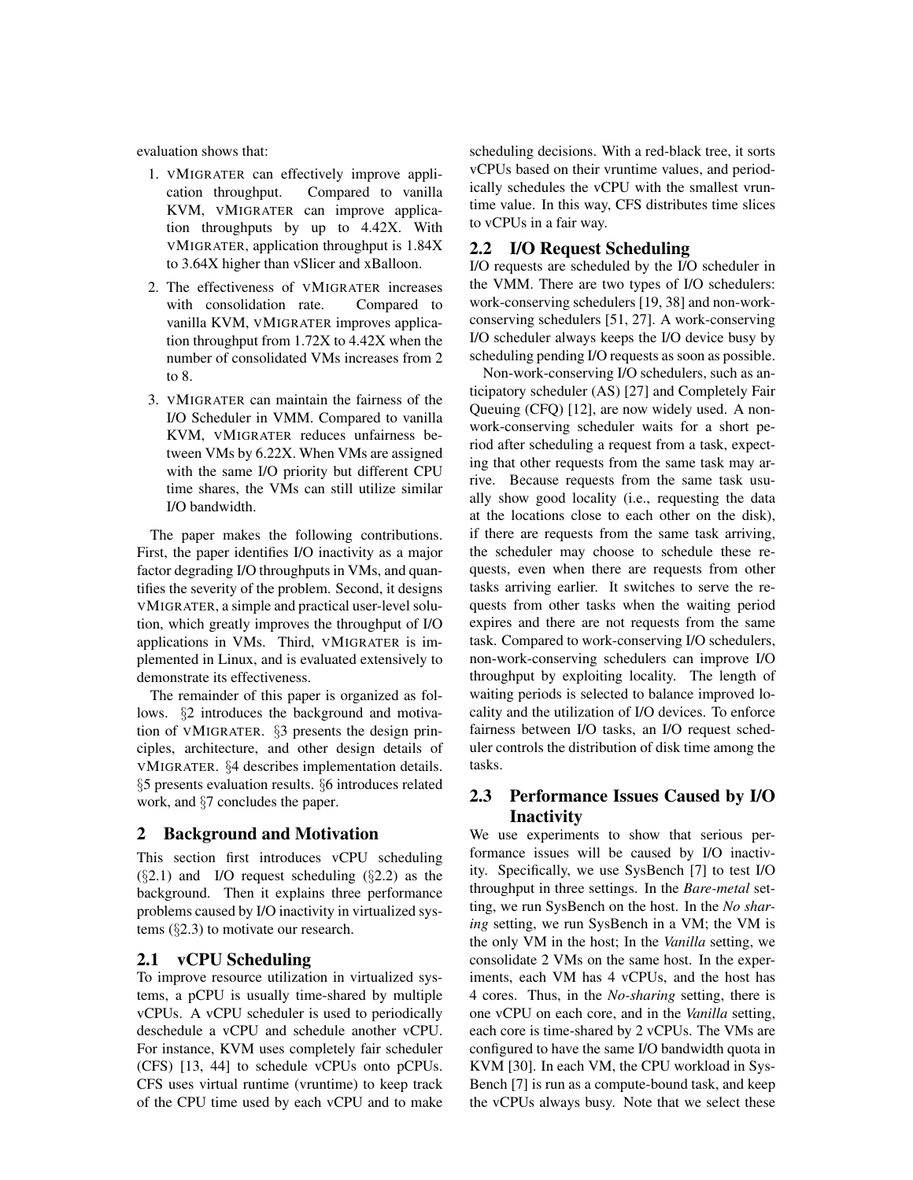evaluation shows that:

1. vMigrater can effectively improve application throughput. Compared to vanilla KVM, vMigrater can improve application throughputs by up to 4.42X. With vMigrater, application throughput is 1.84X to 3.64X higher than vSlicer and xBalloon.
2. The effectiveness of vMigrater increases with consolidation rate. Compared to vanilla KVM, vMigrater improves application throughput from 1.72X to 4.42X when the number of consolidated VMs increases from 2 to 8.
3. vMigrater can maintain the fairness of the I/O Scheduler in VMM. Compared to vanilla KVM, vMigrater reduces unfairness between VMs by 6.22X. When VMs are assigned with the same I/O priority but different CPU time shares, the VMs can still utilize similar I/O bandwidth.

The paper makes the following contributions. First, the paper identifies I/O inactivity as a major factor degrading I/O throughputs in VMs, and quantifies the severity of the problem. Second, it designs vMigrater, a simple and practical user-level solution, which greatly improves the throughput of I/O applications in VMs. Third, vMigrater is implemented in Linux, and is evaluated extensively to demonstrate its effectiveness.

The remainder of this paper is organized as follows. §2 introduces the background and motivation of vMigrater. §3 presents the design principles, architecture, and other design details of vMigrater. §4 describes implementation details. §5 presents evaluation results. §6 introduces related work, and §7 concludes the paper.

## 2 Background and Motivation

This section first introduces vCPU scheduling (§2.1) and I/O request scheduling (§2.2) as the background. Then it explains three performance problems caused by I/O inactivity in virtualized systems (§2.3) to motivate our research.

### 2.1 vCPU Scheduling

To improve resource utilization in virtualized systems, a pCPU is usually time-shared by multiple vCPUs. A vCPU scheduler is used to periodically deschedule a vCPU and schedule another vCPU. For instance, KVM uses completely fair scheduler (CFS) [13, 44] to schedule vCPUs onto pCPUs. CFS uses virtual runtime (vruntime) to keep track of the CPU time used by each vCPU and to make scheduling decisions. With a red-black tree, it sorts vCPUs based on their vruntime values, and periodically schedules the vCPU with the smallest vruntime value. In this way, CFS distributes time slices to vCPUs in a fair way.

### 2.2 I/O Request Scheduling

I/O requests are scheduled by the I/O scheduler in the VMM. There are two types of I/O schedulers: work-conserving schedulers [19, 38] and non-work-conserving schedulers [51, 27]. A work-conserving I/O scheduler always keeps the I/O device busy by scheduling pending I/O requests as soon as possible.

Non-work-conserving I/O schedulers, such as anticipatory scheduler (AS) [27] and Completely Fair Queuing (CFQ) [12], are now widely used. A non-work-conserving scheduler waits for a short period after scheduling a request from a task, expecting that other requests from the same task may arrive. Because requests from the same task usually show good locality (i.e., requesting the data at the locations close to each other on the disk), if there are requests from the same task arriving, the scheduler may choose to schedule these requests, even when there are requests from other tasks arriving earlier. It switches to serve the requests from other tasks when the waiting period expires and there are not requests from the same task. Compared to work-conserving I/O schedulers, non-work-conserving schedulers can improve I/O throughput by exploiting locality. The length of waiting periods is selected to balance improved locality and the utilization of I/O devices. To enforce fairness between I/O tasks, an I/O request scheduler controls the distribution of disk time among the tasks.

### 2.3 Performance Issues Caused by I/O Inactivity

We use experiments to show that serious performance issues will be caused by I/O inactivity. Specifically, we use SysBench [7] to test I/O throughput in three settings. In the *Bare-metal* setting, we run SysBench on the host. In the *No sharing* setting, we run SysBench in a VM; the VM is the only VM in the host; In the *Vanilla* setting, we consolidate 2 VMs on the same host. In the experiments, each VM has 4 vCPUs, and the host has 4 cores. Thus, in the *No-sharing* setting, there is one vCPU on each core, and in the *Vanilla* setting, each core is time-shared by 2 vCPUs. The VMs are configured to have the same I/O bandwidth quota in KVM [30]. In each VM, the CPU workload in SysBench [7] is run as a compute-bound task, and keep the vCPUs always busy. Note that we select these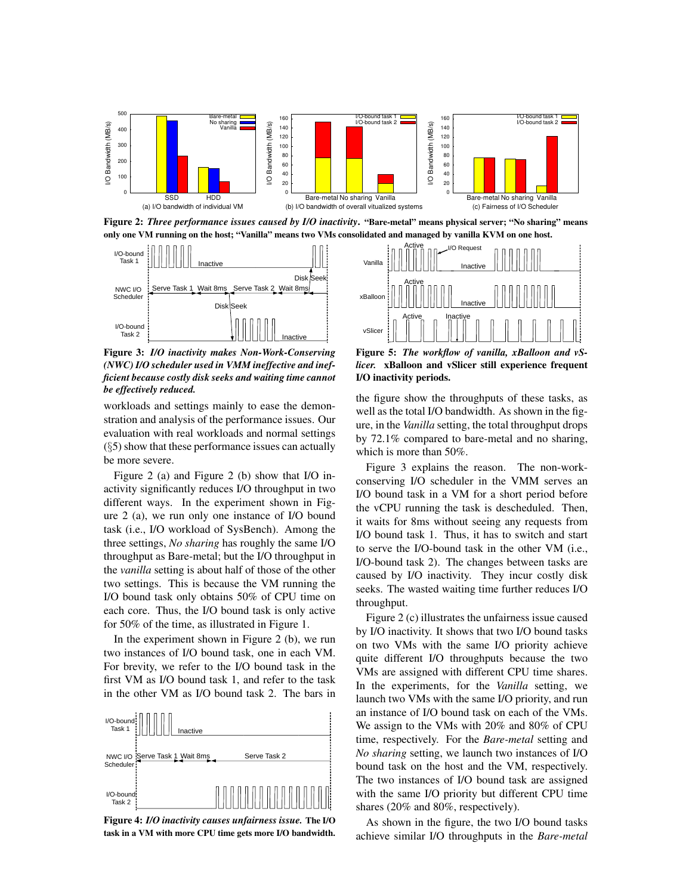**Figure 2:** ***Three performance issues caused by I/O inactivity*****. "Bare-metal" means physical server; "No sharing" means only one VM running on the host; "Vanilla" means two VMs consolidated and managed by vanilla KVM on one host.**

**Figure 3:** ***I/O inactivity makes Non-Work-Conserving (NWC) I/O scheduler used in VMM ineffective and inefficient because costly disk seeks and waiting time cannot be effectively reduced.***

workloads and settings mainly to ease the demonstration and analysis of the performance issues. Our evaluation with real workloads and normal settings (§5) show that these performance issues can actually be more severe.

Figure 2 (a) and Figure 2 (b) show that I/O inactivity significantly reduces I/O throughput in two different ways. In the experiment shown in Figure 2 (a), we run only one instance of I/O bound task (i.e., I/O workload of SysBench). Among the three settings, *No sharing* has roughly the same I/O throughput as Bare-metal; but the I/O throughput in the *vanilla* setting is about half of those of the other two settings. This is because the VM running the I/O bound task only obtains 50% of CPU time on each core. Thus, the I/O bound task is only active for 50% of the time, as illustrated in Figure 1.

In the experiment shown in Figure 2 (b), we run two instances of I/O bound task, one in each VM. For brevity, we refer to the I/O bound task in the first VM as I/O bound task 1, and refer to the task in the other VM as I/O bound task 2. The bars in the figure show the throughputs of these tasks, as well as the total I/O bandwidth. As shown in the figure, in the *Vanilla* setting, the total throughput drops by 72.1% compared to bare-metal and no sharing, which is more than 50%.

**Figure 4:** ***I/O inactivity causes unfairness issue.*** **The I/O task in a VM with more CPU time gets more I/O bandwidth.**

**Figure 5:** ***The workflow of vanilla, xBalloon and vSlicer.*** **xBalloon and vSlicer still experience frequent I/O inactivity periods.**

Figure 3 explains the reason. The non-work-conserving I/O scheduler in the VMM serves an I/O bound task in a VM for a short period before the vCPU running the task is descheduled. Then, it waits for 8ms without seeing any requests from I/O bound task 1. Thus, it has to switch and start to serve the I/O-bound task in the other VM (i.e., I/O-bound task 2). The changes between tasks are caused by I/O inactivity. They incur costly disk seeks. The wasted waiting time further reduces I/O throughput.

Figure 2 (c) illustrates the unfairness issue caused by I/O inactivity. It shows that two I/O bound tasks on two VMs with the same I/O priority achieve quite different I/O throughputs because the two VMs are assigned with different CPU time shares. In the experiments, for the *Vanilla* setting, we launch two VMs with the same I/O priority, and run an instance of I/O bound task on each of the VMs. We assign to the VMs with 20% and 80% of CPU time, respectively. For the *Bare-metal* setting and *No sharing* setting, we launch two instances of I/O bound task on the host and the VM, respectively. The two instances of I/O bound task are assigned with the same I/O priority but different CPU time shares (20% and 80%, respectively).

As shown in the figure, the two I/O bound tasks achieve similar I/O throughputs in the *Bare-metal*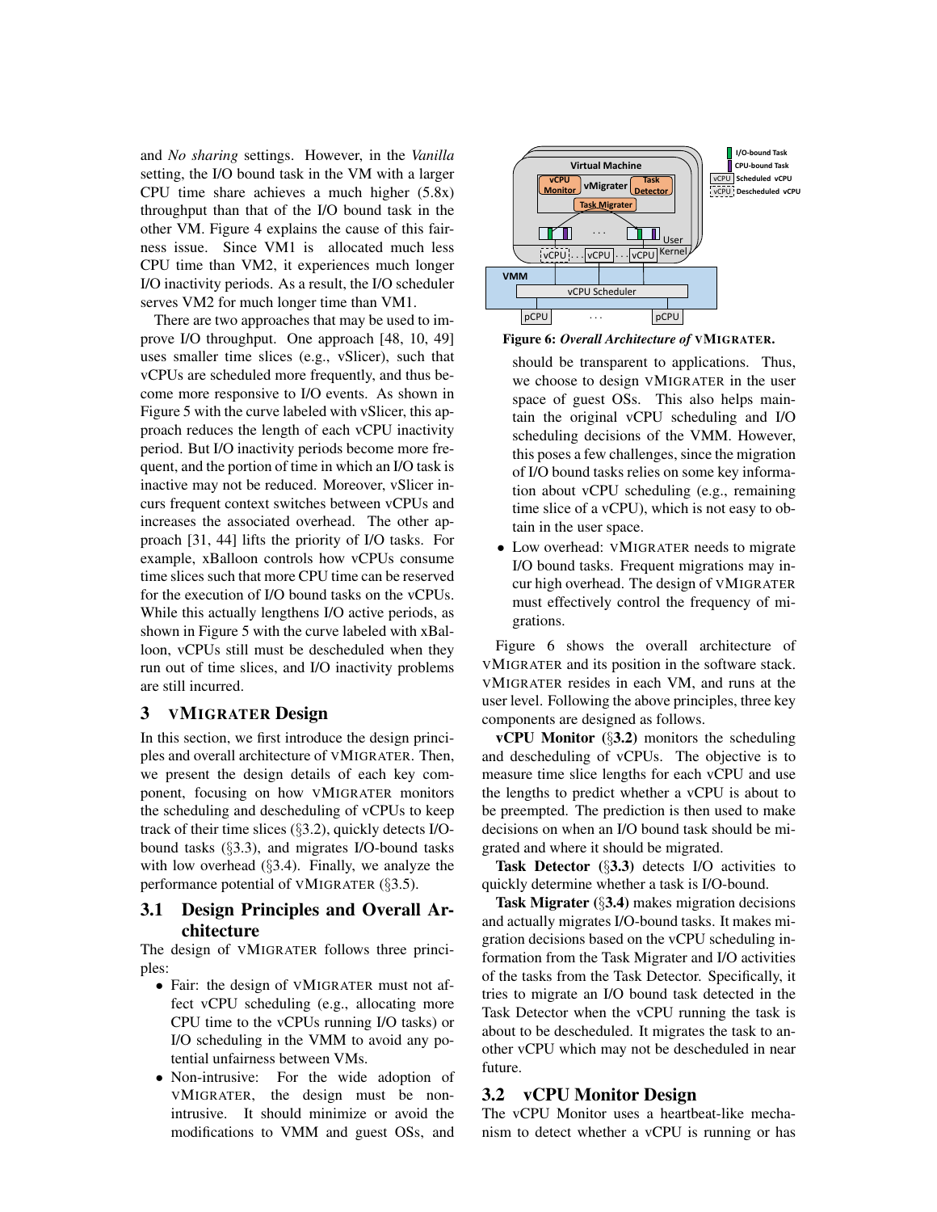and *No sharing* settings. However, in the *Vanilla* setting, the I/O bound task in the VM with a larger CPU time share achieves a much higher (5.8x) throughput than that of the I/O bound task in the other VM. Figure 4 explains the cause of this fairness issue. Since VM1 is allocated much less CPU time than VM2, it experiences much longer I/O inactivity periods. As a result, the I/O scheduler serves VM2 for much longer time than VM1.

There are two approaches that may be used to improve I/O throughput. One approach [48, 10, 49] uses smaller time slices (e.g., vSlicer), such that vCPUs are scheduled more frequently, and thus become more responsive to I/O events. As shown in Figure 5 with the curve labeled with vSlicer, this approach reduces the length of each vCPU inactivity period. But I/O inactivity periods become more frequent, and the portion of time in which an I/O task is inactive may not be reduced. Moreover, vSlicer incurs frequent context switches between vCPUs and increases the associated overhead. The other approach [31, 44] lifts the priority of I/O tasks. For example, xBalloon controls how vCPUs consume time slices such that more CPU time can be reserved for the execution of I/O bound tasks on the vCPUs. While this actually lengthens I/O active periods, as shown in Figure 5 with the curve labeled with xBalloon, vCPUs still must be descheduled when they run out of time slices, and I/O inactivity problems are still incurred.

## 3 vMIGRATER Design

In this section, we first introduce the design principles and overall architecture of vMIGRATER. Then, we present the design details of each key component, focusing on how vMIGRATER monitors the scheduling and descheduling of vCPUs to keep track of their time slices (§3.2), quickly detects I/O-bound tasks (§3.3), and migrates I/O-bound tasks with low overhead (§3.4). Finally, we analyze the performance potential of vMIGRATER (§3.5).

### 3.1 Design Principles and Overall Architecture

The design of vMIGRATER follows three principles:

- Fair: the design of vMIGRATER must not affect vCPU scheduling (e.g., allocating more CPU time to the vCPUs running I/O tasks) or I/O scheduling in the VMM to avoid any potential unfairness between VMs.
- Non-intrusive: For the wide adoption of vMIGRATER, the design must be non-intrusive. It should minimize or avoid the modifications to VMM and guest OSs, and should be transparent to applications. Thus, we choose to design vMIGRATER in the user space of guest OSs. This also helps maintain the original vCPU scheduling and I/O scheduling decisions of the VMM. However, this poses a few challenges, since the migration of I/O bound tasks relies on some key information about vCPU scheduling (e.g., remaining time slice of a vCPU), which is not easy to obtain in the user space.
- Low overhead: vMIGRATER needs to migrate I/O bound tasks. Frequent migrations may incur high overhead. The design of vMIGRATER must effectively control the frequency of migrations.

**Figure 6:** *Overall Architecture of* **vMIGRATER.**

Figure 6 shows the overall architecture of vMIGRATER and its position in the software stack. vMIGRATER resides in each VM, and runs at the user level. Following the above principles, three key components are designed as follows.

**vCPU Monitor** (§**3.2**) monitors the scheduling and descheduling of vCPUs. The objective is to measure time slice lengths for each vCPU and use the lengths to predict whether a vCPU is about to be preempted. The prediction is then used to make decisions on when an I/O bound task should be migrated and where it should be migrated.

**Task Detector** (§**3.3**) detects I/O activities to quickly determine whether a task is I/O-bound.

**Task Migrater** (§**3.4**) makes migration decisions and actually migrates I/O-bound tasks. It makes migration decisions based on the vCPU scheduling information from the Task Migrater and I/O activities of the tasks from the Task Detector. Specifically, it tries to migrate an I/O bound task detected in the Task Detector when the vCPU running the task is about to be descheduled. It migrates the task to another vCPU which may not be descheduled in near future.

### 3.2 vCPU Monitor Design

The vCPU Monitor uses a heartbeat-like mechanism to detect whether a vCPU is running or has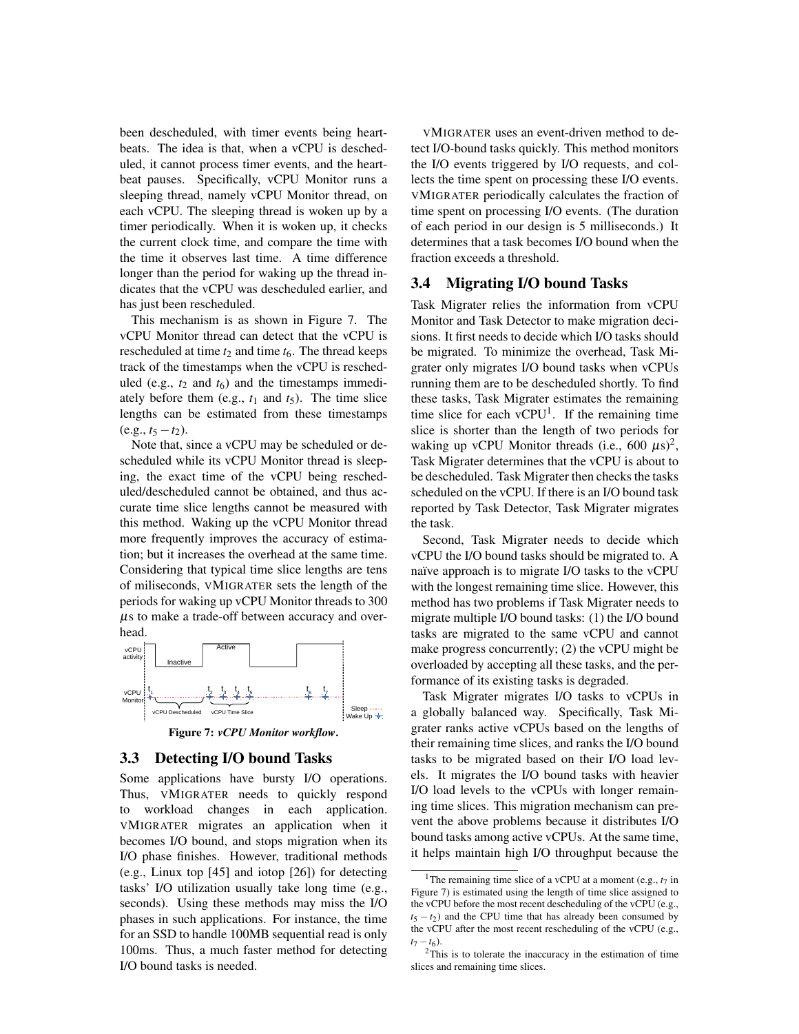been descheduled, with timer events being heartbeats. The idea is that, when a vCPU is descheduled, it cannot process timer events, and the heartbeat pauses. Specifically, vCPU Monitor runs a sleeping thread, namely vCPU Monitor thread, on each vCPU. The sleeping thread is woken up by a timer periodically. When it is woken up, it checks the current clock time, and compare the time with the time it observes last time. A time difference longer than the period for waking up the thread indicates that the vCPU was descheduled earlier, and has just been rescheduled.

This mechanism is as shown in Figure 7. The vCPU Monitor thread can detect that the vCPU is rescheduled at time $t_2$ and time $t_6$. The thread keeps track of the timestamps when the vCPU is rescheduled (e.g., $t_2$ and $t_6$) and the timestamps immediately before them (e.g., $t_1$ and $t_5$). The time slice lengths can be estimated from these timestamps (e.g., $t_5 - t_2$).

Note that, since a vCPU may be scheduled or descheduled while its vCPU Monitor thread is sleeping, the exact time of the vCPU being rescheduled/descheduled cannot be obtained, and thus accurate time slice lengths cannot be measured with this method. Waking up the vCPU Monitor thread more frequently improves the accuracy of estimation; but it increases the overhead at the same time. Considering that typical time slice lengths are tens of miliseconds, vMIGRATER sets the length of the periods for waking up vCPU Monitor threads to 300 $\mu$s to make a trade-off between accuracy and overhead.

**Figure 7:** ***vCPU Monitor workflow*.**

### 3.3 Detecting I/O bound Tasks

Some applications have bursty I/O operations. Thus, vMIGRATER needs to quickly respond to workload changes in each application. vMIGRATER migrates an application when it becomes I/O bound, and stops migration when its I/O phase finishes. However, traditional methods (e.g., Linux top [45] and iotop [26]) for detecting tasks' I/O utilization usually take long time (e.g., seconds). Using these methods may miss the I/O phases in such applications. For instance, the time for an SSD to handle 100MB sequential read is only 100ms. Thus, a much faster method for detecting I/O bound tasks is needed.

vMIGRATER uses an event-driven method to detect I/O-bound tasks quickly. This method monitors the I/O events triggered by I/O requests, and collects the time spent on processing these I/O events. vMIGRATER periodically calculates the fraction of time spent on processing I/O events. (The duration of each period in our design is 5 milliseconds.) It determines that a task becomes I/O bound when the fraction exceeds a threshold.

### 3.4 Migrating I/O bound Tasks

Task Migrater relies the information from vCPU Monitor and Task Detector to make migration decisions. It first needs to decide which I/O tasks should be migrated. To minimize the overhead, Task Migrater only migrates I/O bound tasks when vCPUs running them are to be descheduled shortly. To find these tasks, Task Migrater estimates the remaining time slice for each vCPU[1]. If the remaining time slice is shorter than the length of two periods for waking up vCPU Monitor threads (i.e., 600 $\mu$s)[2], Task Migrater determines that the vCPU is about to be descheduled. Task Migrater then checks the tasks scheduled on the vCPU. If there is an I/O bound task reported by Task Detector, Task Migrater migrates the task.

Second, Task Migrater needs to decide which vCPU the I/O bound tasks should be migrated to. A naïve approach is to migrate I/O tasks to the vCPU with the longest remaining time slice. However, this method has two problems if Task Migrater needs to migrate multiple I/O bound tasks: (1) the I/O bound tasks are migrated to the same vCPU and cannot make progress concurrently; (2) the vCPU might be overloaded by accepting all these tasks, and the performance of its existing tasks is degraded.

Task Migrater migrates I/O tasks to vCPUs in a globally balanced way. Specifically, Task Migrater ranks active vCPUs based on the lengths of their remaining time slices, and ranks the I/O bound tasks to be migrated based on their I/O load levels. It migrates the I/O bound tasks with heavier I/O load levels to the vCPUs with longer remaining time slices. This migration mechanism can prevent the above problems because it distributes I/O bound tasks among active vCPUs. At the same time, it helps maintain high I/O throughput because the

[1] The remaining time slice of a vCPU at a moment (e.g., $t_7$ in Figure 7) is estimated using the length of time slice assigned to the vCPU before the most recent descheduling of the vCPU (e.g., $t_5 - t_2$) and the CPU time that has already been consumed by the vCPU after the most recent rescheduling of the vCPU (e.g., $t_7 - t_6$).

[2] This is to tolerate the inaccuracy in the estimation of time slices and remaining time slices.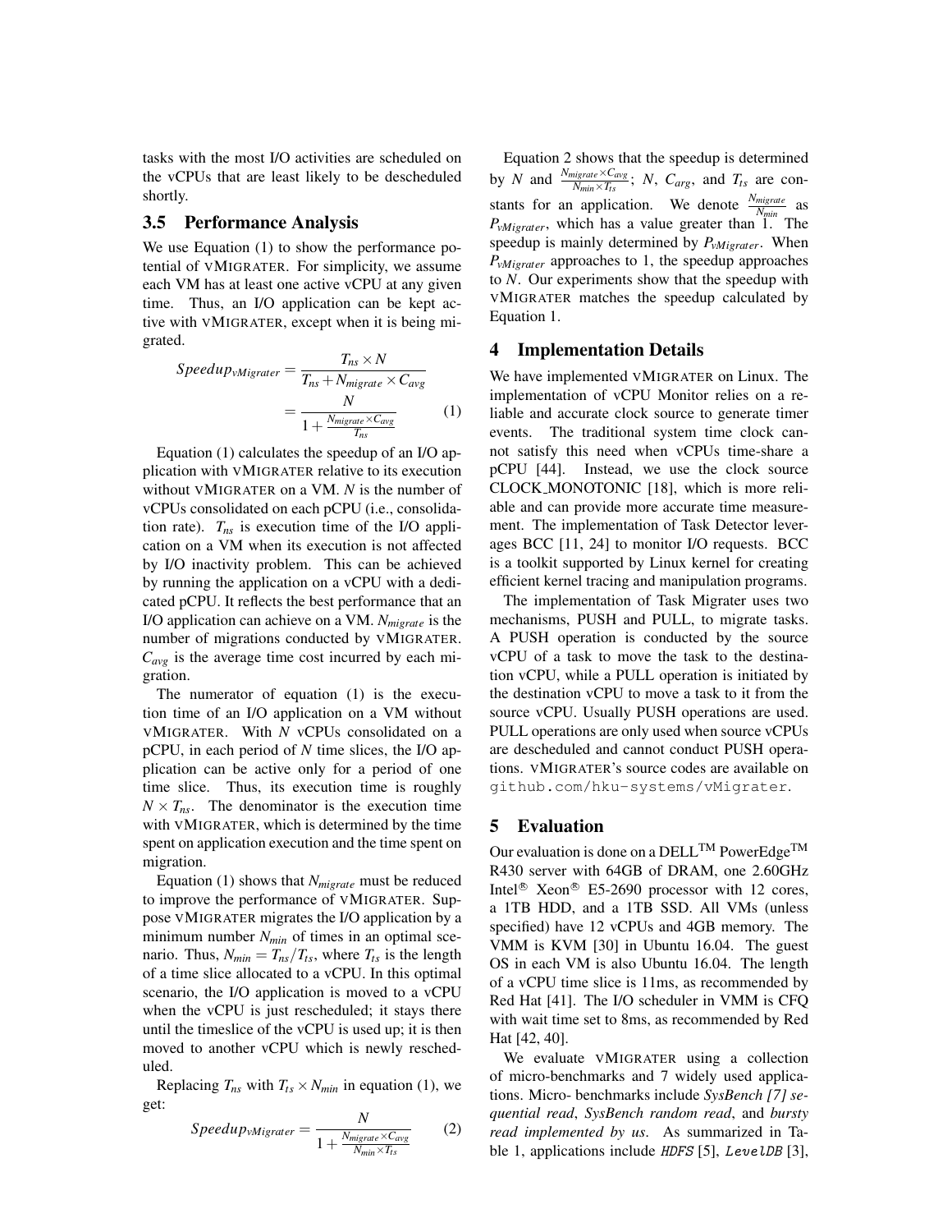tasks with the most I/O activities are scheduled on the vCPUs that are least likely to be descheduled shortly.

### 3.5 Performance Analysis

We use Equation (1) to show the performance potential of vMIGRATER. For simplicity, we assume each VM has at least one active vCPU at any given time. Thus, an I/O application can be kept active with vMIGRATER, except when it is being migrated.

$$Speedup_{vMigrater} = \frac{T_{ns} \times N}{T_{ns} + N_{migrate} \times C_{avg}} = \frac{N}{1 + \frac{N_{migrate} \times C_{avg}}{T_{ns}}} \quad (1)$$

Equation (1) calculates the speedup of an I/O application with vMIGRATER relative to its execution without vMIGRATER on a VM. $N$ is the number of vCPUs consolidated on each pCPU (i.e., consolidation rate). $T_{ns}$ is execution time of the I/O application on a VM when its execution is not affected by I/O inactivity problem. This can be achieved by running the application on a vCPU with a dedicated pCPU. It reflects the best performance that an I/O application can achieve on a VM. $N_{migrate}$ is the number of migrations conducted by vMIGRATER. $C_{avg}$ is the average time cost incurred by each migration.

The numerator of equation (1) is the execution time of an I/O application on a VM without vMIGRATER. With $N$ vCPUs consolidated on a pCPU, in each period of $N$ time slices, the I/O application can be active only for a period of one time slice. Thus, its execution time is roughly $N \times T_{ns}$. The denominator is the execution time with vMIGRATER, which is determined by the time spent on application execution and the time spent on migration.

Equation (1) shows that $N_{migrate}$ must be reduced to improve the performance of vMIGRATER. Suppose vMIGRATER migrates the I/O application by a minimum number $N_{min}$ of times in an optimal scenario. Thus, $N_{min} = T_{ns}/T_{ts}$, where $T_{ts}$ is the length of a time slice allocated to a vCPU. In this optimal scenario, the I/O application is moved to a vCPU when the vCPU is just rescheduled; it stays there until the timeslice of the vCPU is used up; it is then moved to another vCPU which is newly rescheduled.

Replacing $T_{ns}$ with $T_{ts} \times N_{min}$ in equation (1), we get:

$$Speedup_{vMigrater} = \frac{N}{1 + \frac{N_{migrate} \times C_{avg}}{N_{min} \times T_{ts}}} \quad (2)$$

Equation 2 shows that the speedup is determined by $N$ and $\frac{N_{migrate} \times C_{avg}}{N_{min} \times T_{ts}}$; $N$, $C_{arg}$, and $T_{ts}$ are constants for an application. We denote $\frac{N_{migrate}}{N_{min}}$ as $P_{vMigrater}$, which has a value greater than 1. The speedup is mainly determined by $P_{vMigrater}$. When $P_{vMigrater}$ approaches to 1, the speedup approaches to $N$. Our experiments show that the speedup with vMIGRATER matches the speedup calculated by Equation 1.

## 4 Implementation Details

We have implemented vMIGRATER on Linux. The implementation of vCPU Monitor relies on a reliable and accurate clock source to generate timer events. The traditional system time clock cannot satisfy this need when vCPUs time-share a pCPU [44]. Instead, we use the clock source CLOCK_MONOTONIC [18], which is more reliable and can provide more accurate time measurement. The implementation of Task Detector leverages BCC [11, 24] to monitor I/O requests. BCC is a toolkit supported by Linux kernel for creating efficient kernel tracing and manipulation programs.

The implementation of Task Migrater uses two mechanisms, PUSH and PULL, to migrate tasks. A PUSH operation is conducted by the source vCPU of a task to move the task to the destination vCPU, while a PULL operation is initiated by the destination vCPU to move a task to it from the source vCPU. Usually PUSH operations are used. PULL operations are only used when source vCPUs are descheduled and cannot conduct PUSH operations. vMIGRATER's source codes are available on `github.com/hku-systems/vMigrater`.

## 5 Evaluation

Our evaluation is done on a DELL™ PowerEdge™ R430 server with 64GB of DRAM, one 2.60GHz Intel® Xeon® E5-2690 processor with 12 cores, a 1TB HDD, and a 1TB SSD. All VMs (unless specified) have 12 vCPUs and 4GB memory. The VMM is KVM [30] in Ubuntu 16.04. The guest OS in each VM is also Ubuntu 16.04. The length of a vCPU time slice is 11ms, as recommended by Red Hat [41]. The I/O scheduler in VMM is CFQ with wait time set to 8ms, as recommended by Red Hat [42, 40].

We evaluate vMIGRATER using a collection of micro-benchmarks and 7 widely used applications. Micro- benchmarks include *SysBench [7] sequential read*, *SysBench random read*, and *bursty read implemented by us*. As summarized in Table 1, applications include *HDFS* [5], *LevelDB* [3],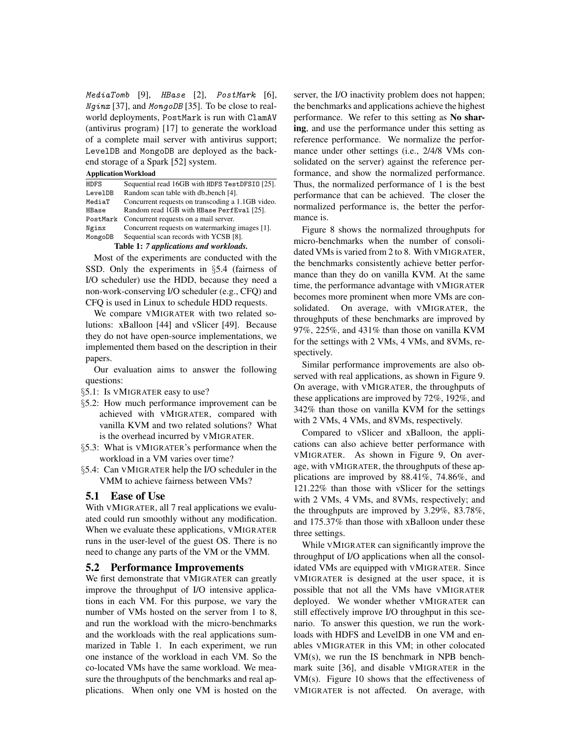*MediaTomb* [9], *HBase* [2], *PostMark* [6], *Nginx* [37], and *MongoDB* [35]. To be close to real-world deployments, PostMark is run with ClamAV (antivirus program) [17] to generate the workload of a complete mail server with antivirus support; LevelDB and MongoDB are deployed as the backend storage of a Spark [52] system.

| Application | Workload |
|---|---|
| HDFS | Sequential read 16GB with HDFS TestDFSIO [25]. |
| LevelDB | Random scan table with db_bench [4]. |
| MediaT | Concurrent requests on transcoding a 1.1GB video. |
| HBase | Random read 1GB with HBase PerfEval [25]. |
| PostMark | Concurrent requests on a mail server. |
| Nginx | Concurrent requests on watermarking images [1]. |
| MongoDB | Sequential scan records with YCSB [8]. |

**Table 1:** *7 applications and workloads.*

Most of the experiments are conducted with the SSD. Only the experiments in §5.4 (fairness of I/O scheduler) use the HDD, because they need a non-work-conserving I/O scheduler (e.g., CFQ) and CFQ is used in Linux to schedule HDD requests.

We compare vMigrater with two related solutions: xBalloon [44] and vSlicer [49]. Because they do not have open-source implementations, we implemented them based on the description in their papers.

Our evaluation aims to answer the following questions:

§5.1: Is vMigrater easy to use?

§5.2: How much performance improvement can be achieved with vMigrater, compared with vanilla KVM and two related solutions? What is the overhead incurred by vMigrater.

§5.3: What is vMigrater's performance when the workload in a VM varies over time?

§5.4: Can vMigrater help the I/O scheduler in the VMM to achieve fairness between VMs?

## 5.1 Ease of Use

With vMigrater, all 7 real applications we evaluated could run smoothly without any modification. When we evaluate these applications, vMigrater runs in the user-level of the guest OS. There is no need to change any parts of the VM or the VMM.

## 5.2 Performance Improvements

We first demonstrate that vMigrater can greatly improve the throughput of I/O intensive applications in each VM. For this purpose, we vary the number of VMs hosted on the server from 1 to 8, and run the workload with the micro-benchmarks and the workloads with the real applications summarized in Table 1. In each experiment, we run one instance of the workload in each VM. So the co-located VMs have the same workload. We measure the throughputs of the benchmarks and real applications. When only one VM is hosted on the server, the I/O inactivity problem does not happen; the benchmarks and applications achieve the highest performance. We refer to this setting as **No sharing**, and use the performance under this setting as reference performance. We normalize the performance under other settings (i.e., 2/4/8 VMs consolidated on the server) against the reference performance, and show the normalized performance. Thus, the normalized performance of 1 is the best performance that can be achieved. The closer the normalized performance is, the better the performance is.

Figure 8 shows the normalized throughputs for micro-benchmarks when the number of consolidated VMs is varied from 2 to 8. With vMigrater, the benchmarks consistently achieve better performance than they do on vanilla KVM. At the same time, the performance advantage with vMigrater becomes more prominent when more VMs are consolidated. On average, with vMigrater, the throughputs of these benchmarks are improved by 97%, 225%, and 431% than those on vanilla KVM for the settings with 2 VMs, 4 VMs, and 8VMs, respectively.

Similar performance improvements are also observed with real applications, as shown in Figure 9. On average, with vMigrater, the throughputs of these applications are improved by 72%, 192%, and 342% than those on vanilla KVM for the settings with 2 VMs, 4 VMs, and 8VMs, respectively.

Compared to vSlicer and xBalloon, the applications can also achieve better performance with vMigrater. As shown in Figure 9, On average, with vMigrater, the throughputs of these applications are improved by 88.41%, 74.86%, and 121.22% than those with vSlicer for the settings with 2 VMs, 4 VMs, and 8VMs, respectively; and the throughputs are improved by 3.29%, 83.78%, and 175.37% than those with xBalloon under these three settings.

While vMigrater can significantly improve the throughput of I/O applications when all the consolidated VMs are equipped with vMigrater. Since vMigrater is designed at the user space, it is possible that not all the VMs have vMigrater deployed. We wonder whether vMigrater can still effectively improve I/O throughput in this scenario. To answer this question, we run the workloads with HDFS and LevelDB in one VM and enables vMigrater in this VM; in other colocated VM(s), we run the IS benchmark in NPB benchmark suite [36], and disable vMigrater in the VM(s). Figure 10 shows that the effectiveness of vMigrater is not affected. On average, with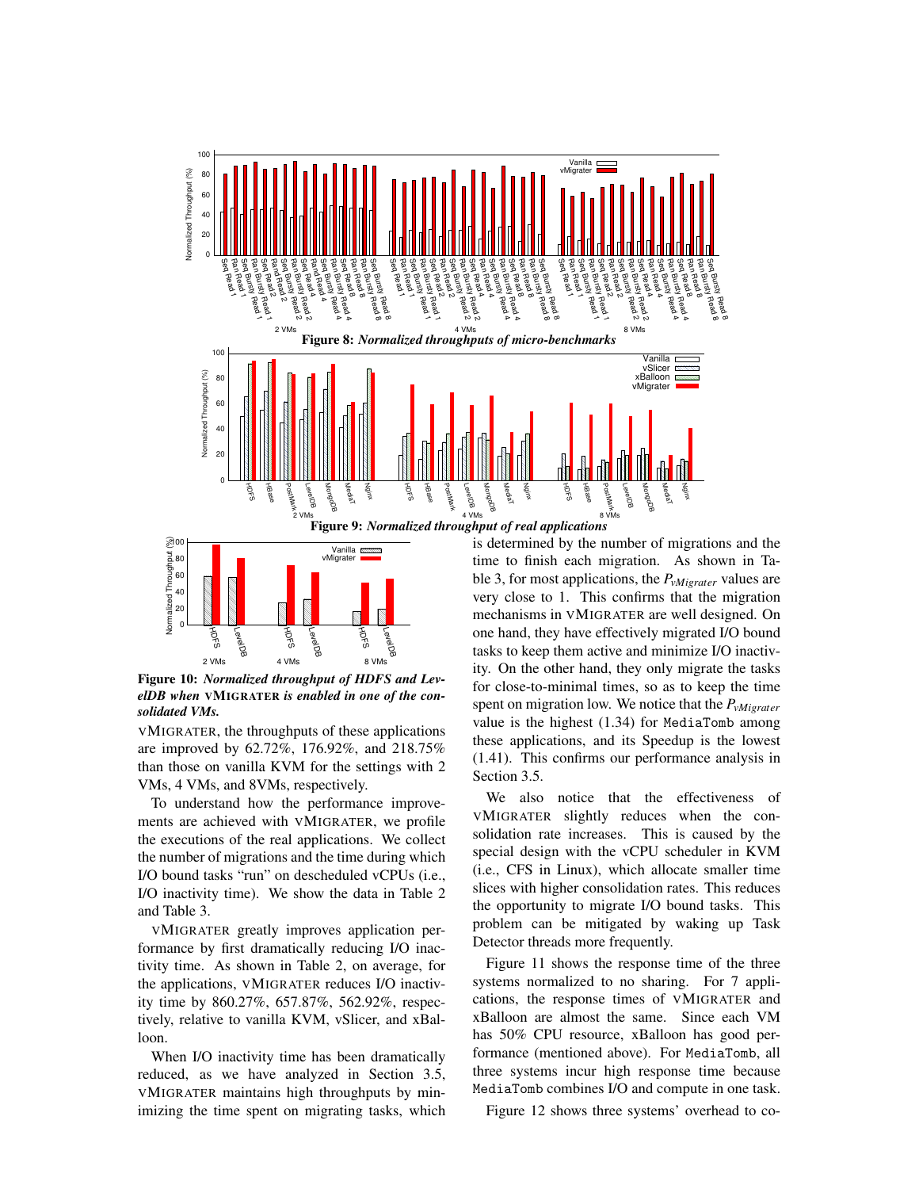**Figure 8:** ***Normalized throughputs of micro-benchmarks***

**Figure 9:** ***Normalized throughput of real applications***

**Figure 10:** ***Normalized throughput of HDFS and LevelDB when*** **vMIGRATER** ***is enabled in one of the consolidated VMs.***

vMIGRATER, the throughputs of these applications are improved by 62.72%, 176.92%, and 218.75% than those on vanilla KVM for the settings with 2 VMs, 4 VMs, and 8VMs, respectively.

To understand how the performance improvements are achieved with vMIGRATER, we profile the executions of the real applications. We collect the number of migrations and the time during which I/O bound tasks "run" on descheduled vCPUs (i.e., I/O inactivity time). We show the data in Table 2 and Table 3.

vMIGRATER greatly improves application performance by first dramatically reducing I/O inactivity time. As shown in Table 2, on average, for the applications, vMIGRATER reduces I/O inactivity time by 860.27%, 657.87%, 562.92%, respectively, relative to vanilla KVM, vSlicer, and xBalloon.

When I/O inactivity time has been dramatically reduced, as we have analyzed in Section 3.5, vMIGRATER maintains high throughputs by minimizing the time spent on migrating tasks, which is determined by the number of migrations and the time to finish each migration. As shown in Table 3, for most applications, the $P_{vMigrater}$ values are very close to 1. This confirms that the migration mechanisms in vMIGRATER are well designed. On one hand, they have effectively migrated I/O bound tasks to keep them active and minimize I/O inactivity. On the other hand, they only migrate the tasks for close-to-minimal times, so as to keep the time spent on migration low. We notice that the $P_{vMigrater}$ value is the highest (1.34) for MediaTomb among these applications, and its Speedup is the lowest (1.41). This confirms our performance analysis in Section 3.5.

We also notice that the effectiveness of vMIGRATER slightly reduces when the consolidation rate increases. This is caused by the special design with the vCPU scheduler in KVM (i.e., CFS in Linux), which allocate smaller time slices with higher consolidation rates. This reduces the opportunity to migrate I/O bound tasks. This problem can be mitigated by waking up Task Detector threads more frequently.

Figure 11 shows the response time of the three systems normalized to no sharing. For 7 applications, the response times of vMIGRATER and xBalloon are almost the same. Since each VM has 50% CPU resource, xBalloon has good performance (mentioned above). For MediaTomb, all three systems incur high response time because MediaTomb combines I/O and compute in one task.

Figure 12 shows three systems' overhead to co-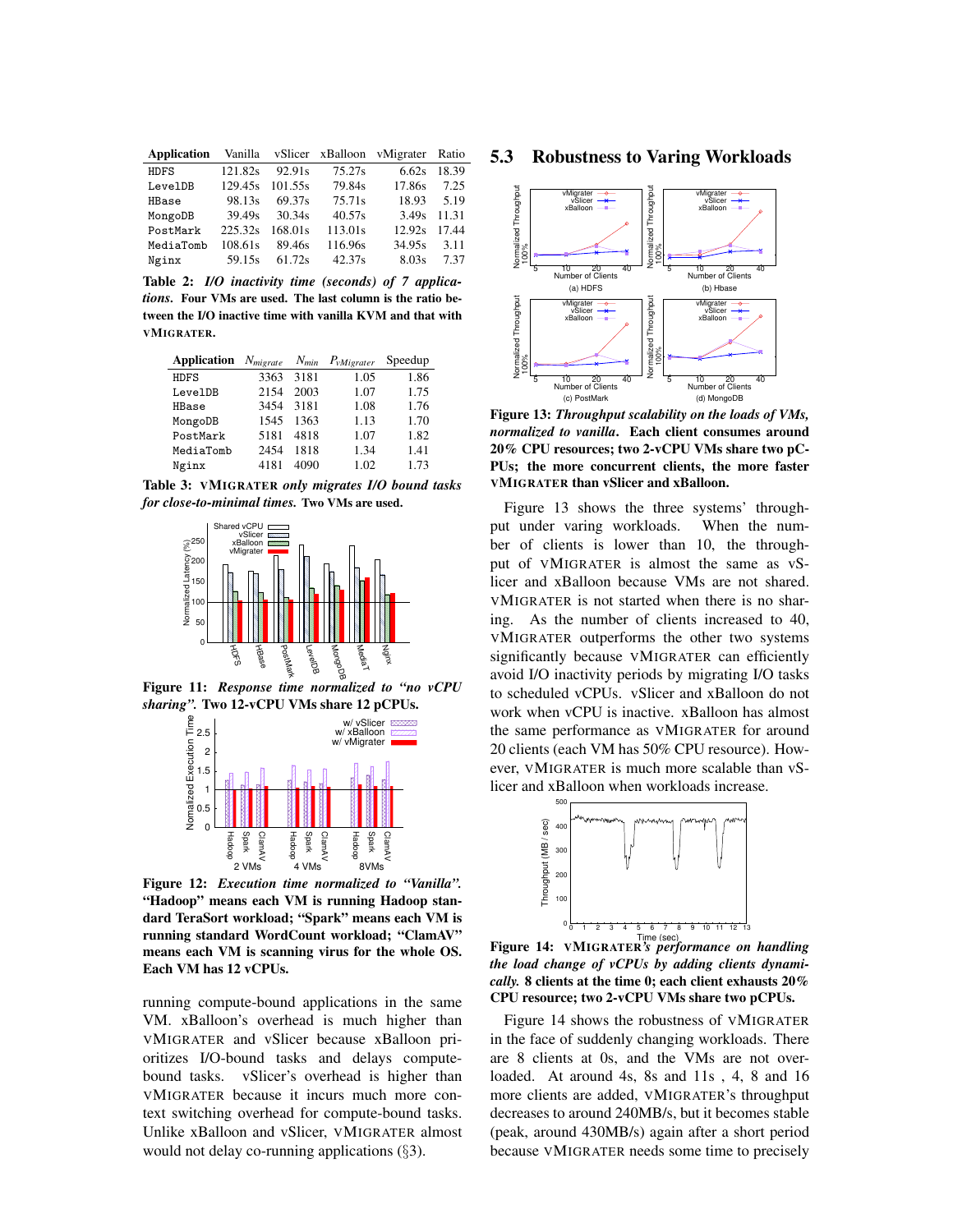| Application | Vanilla | vSlicer | xBalloon | vMigrater | Ratio |
|---|---|---|---|---|---|
| HDFS | 121.82s | 92.91s | 75.27s | 6.62s | 18.39 |
| LevelDB | 129.45s | 101.55s | 79.84s | 17.86s | 7.25 |
| HBase | 98.13s | 69.37s | 75.71s | 18.93 | 5.19 |
| MongoDB | 39.49s | 30.34s | 40.57s | 3.49s | 11.31 |
| PostMark | 225.32s | 168.01s | 113.01s | 12.92s | 17.44 |
| MediaTomb | 108.61s | 89.46s | 116.96s | 34.95s | 3.11 |
| Nginx | 59.15s | 61.72s | 42.37s | 8.03s | 7.37 |

**Table 2:** ***I/O inactivity time (seconds) of 7 applications.*** **Four VMs are used. The last column is the ratio between the I/O inactive time with vanilla KVM and that with VMIGRATER.**

| Application | $N_{migrate}$ | $N_{min}$ | $P_{VMigrater}$ | Speedup |
|---|---|---|---|---|
| HDFS | 3363 | 3181 | 1.05 | 1.86 |
| LevelDB | 2154 | 2003 | 1.07 | 1.75 |
| HBase | 3454 | 3181 | 1.08 | 1.76 |
| MongoDB | 1545 | 1363 | 1.13 | 1.70 |
| PostMark | 5181 | 4818 | 1.07 | 1.82 |
| MediaTomb | 2454 | 1818 | 1.34 | 1.41 |
| Nginx | 4181 | 4090 | 1.02 | 1.73 |

**Table 3:** **VMIGRATER** ***only migrates I/O bound tasks for close-to-minimal times.*** **Two VMs are used.**

**Figure 11:** ***Response time normalized to "no vCPU sharing".*** **Two 12-vCPU VMs share 12 pCPUs.**

**Figure 12:** ***Execution time normalized to "Vanilla".*** **"Hadoop" means each VM is running Hadoop standard TeraSort workload; "Spark" means each VM is running standard WordCount workload; "ClamAV" means each VM is scanning virus for the whole OS. Each VM has 12 vCPUs.**

running compute-bound applications in the same VM. xBalloon's overhead is much higher than VMIGRATER and vSlicer because xBalloon prioritizes I/O-bound tasks and delays compute-bound tasks. vSlicer's overhead is higher than VMIGRATER because it incurs much more context switching overhead for compute-bound tasks. Unlike xBalloon and vSlicer, VMIGRATER almost would not delay co-running applications (§3).

## 5.3 Robustness to Varing Workloads

**Figure 13:** ***Throughput scalability on the loads of VMs, normalized to vanilla.*** **Each client consumes around 20% CPU resources; two 2-vCPU VMs share two pCPUs; the more concurrent clients, the more faster VMIGRATER than vSlicer and xBalloon.**

Figure 13 shows the three systems' throughput under varing workloads. When the number of clients is lower than 10, the throughput of VMIGRATER is almost the same as vSlicer and xBalloon because VMs are not shared. VMIGRATER is not started when there is no sharing. As the number of clients increased to 40, VMIGRATER outperforms the other two systems significantly because VMIGRATER can efficiently avoid I/O inactivity periods by migrating I/O tasks to scheduled vCPUs. vSlicer and xBalloon do not work when vCPU is inactive. xBalloon has almost the same performance as VMIGRATER for around 20 clients (each VM has 50% CPU resource). However, VMIGRATER is much more scalable than vSlicer and xBalloon when workloads increase.

**Figure 14:** **VMIGRATER*'s performance on handling the load change of vCPUs by adding clients dynamically.*** **8 clients at the time 0; each client exhausts 20% CPU resource; two 2-vCPU VMs share two pCPUs.**

Figure 14 shows the robustness of VMIGRATER in the face of suddenly changing workloads. There are 8 clients at 0s, and the VMs are not overloaded. At around 4s, 8s and 11s , 4, 8 and 16 more clients are added, VMIGRATER's throughput decreases to around 240MB/s, but it becomes stable (peak, around 430MB/s) again after a short period because VMIGRATER needs some time to precisely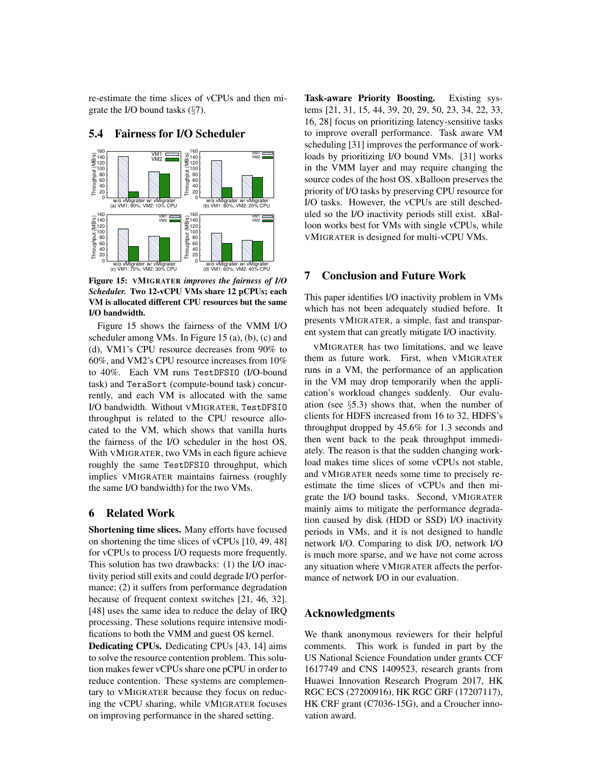re-estimate the time slices of vCPUs and then migrate the I/O bound tasks (§7).

## 5.4 Fairness for I/O Scheduler

**Figure 15: VMIGRATER *improves the fairness of I/O Scheduler.* Two 12-vCPU VMs share 12 pCPUs; each VM is allocated different CPU resources but the same I/O bandwidth.**

Figure 15 shows the fairness of the VMM I/O scheduler among VMs. In Figure 15 (a), (b), (c) and (d), VM1's CPU resource decreases from 90% to 60%, and VM2's CPU resource increases from 10% to 40%. Each VM runs `TestDFSIO` (I/O-bound task) and `TeraSort` (compute-bound task) concurrently, and each VM is allocated with the same I/O bandwidth. Without VMIGRATER, `TestDFSIO` throughput is related to the CPU resource allocated to the VM, which shows that vanilla hurts the fairness of the I/O scheduler in the host OS. With VMIGRATER, two VMs in each figure achieve roughly the same `TestDFSIO` throughput, which implies VMIGRATER maintains fairness (roughly the same I/O bandwidth) for the two VMs.

## 6 Related Work

**Shortening time slices.** Many efforts have focused on shortening the time slices of vCPUs [10, 49, 48] for vCPUs to process I/O requests more frequently. This solution has two drawbacks: (1) the I/O inactivity period still exits and could degrade I/O performance; (2) it suffers from performance degradation because of frequent context switches [21, 46, 32]. [48] uses the same idea to reduce the delay of IRQ processing. These solutions require intensive modifications to both the VMM and guest OS kernel.

**Dedicating CPUs.** Dedicating CPUs [43, 14] aims to solve the resource contention problem. This solution makes fewer vCPUs share one pCPU in order to reduce contention. These systems are complementary to VMIGRATER because they focus on reducing the vCPU sharing, while VMIGRATER focuses on improving performance in the shared setting.

**Task-aware Priority Boosting.** Existing systems [21, 31, 15, 44, 39, 20, 29, 50, 23, 34, 22, 33, 16, 28] focus on prioritizing latency-sensitive tasks to improve overall performance. Task aware VM scheduling [31] improves the performance of workloads by prioritizing I/O bound VMs. [31] works in the VMM layer and may require changing the source codes of the host OS. xBalloon preserves the priority of I/O tasks by preserving CPU resource for I/O tasks. However, the vCPUs are still descheduled so the I/O inactivity periods still exist. xBalloon works best for VMs with single vCPUs, while VMIGRATER is designed for multi-vCPU VMs.

## 7 Conclusion and Future Work

This paper identifies I/O inactivity problem in VMs which has not been adequately studied before. It presents VMIGRATER, a simple, fast and transparent system that can greatly mitigate I/O inactivity.

VMIGRATER has two limitations, and we leave them as future work. First, when VMIGRATER runs in a VM, the performance of an application in the VM may drop temporarily when the application's workload changes suddenly. Our evaluation (see §5.3) shows that, when the number of clients for HDFS increased from 16 to 32, HDFS's throughput dropped by 45.6% for 1.3 seconds and then went back to the peak throughput immediately. The reason is that the sudden changing workload makes time slices of some vCPUs not stable, and VMIGRATER needs some time to precisely re-estimate the time slices of vCPUs and then migrate the I/O bound tasks. Second, VMIGRATER mainly aims to mitigate the performance degradation caused by disk (HDD or SSD) I/O inactivity periods in VMs, and it is not designed to handle network I/O. Comparing to disk I/O, network I/O is much more sparse, and we have not come across any situation where VMIGRATER affects the performance of network I/O in our evaluation.

## Acknowledgments

We thank anonymous reviewers for their helpful comments. This work is funded in part by the US National Science Foundation under grants CCF 1617749 and CNS 1409523, research grants from Huawei Innovation Research Program 2017, HK RGC ECS (27200916), HK RGC GRF (17207117), HK CRF grant (C7036-15G), and a Croucher innovation award.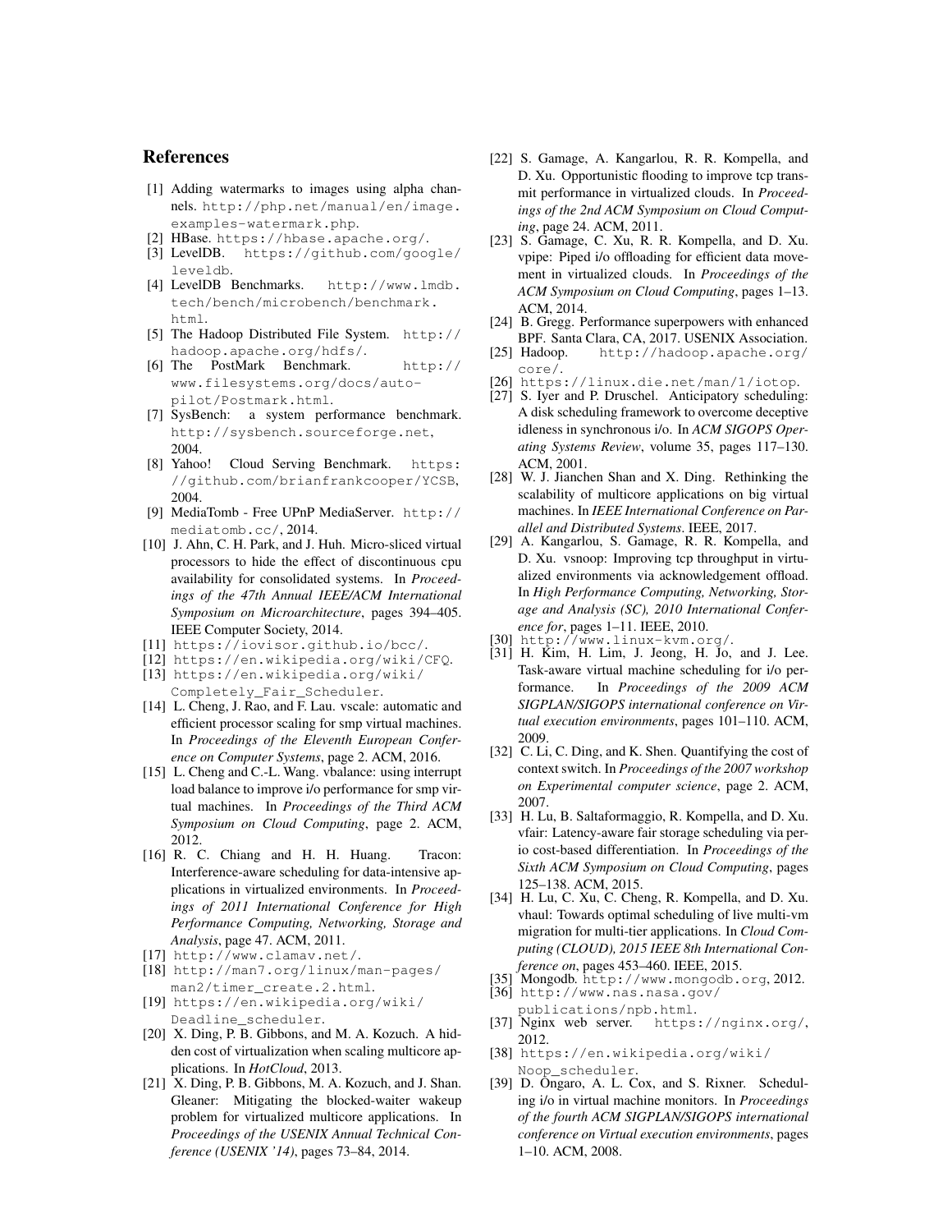## References

[1] Adding watermarks to images using alpha channels. http://php.net/manual/en/image.examples-watermark.php.

[2] HBase. https://hbase.apache.org/.

[3] LevelDB. https://github.com/google/leveldb.

[4] LevelDB Benchmarks. http://www.lmdb.tech/bench/microbench/benchmark.html.

[5] The Hadoop Distributed File System. http://hadoop.apache.org/hdfs/.

[6] The PostMark Benchmark. http://www.filesystems.org/docs/auto-pilot/Postmark.html.

[7] SysBench: a system performance benchmark. http://sysbench.sourceforge.net, 2004.

[8] Yahoo! Cloud Serving Benchmark. https://github.com/brianfrankcooper/YCSB, 2004.

[9] MediaTomb - Free UPnP MediaServer. http://mediatomb.cc/, 2014.

[10] J. Ahn, C. H. Park, and J. Huh. Micro-sliced virtual processors to hide the effect of discontinuous cpu availability for consolidated systems. In *Proceedings of the 47th Annual IEEE/ACM International Symposium on Microarchitecture*, pages 394–405. IEEE Computer Society, 2014.

[11] https://iovisor.github.io/bcc/.

[12] https://en.wikipedia.org/wiki/CFQ.

[13] https://en.wikipedia.org/wiki/Completely_Fair_Scheduler.

[14] L. Cheng, J. Rao, and F. Lau. vscale: automatic and efficient processor scaling for smp virtual machines. In *Proceedings of the Eleventh European Conference on Computer Systems*, page 2. ACM, 2016.

[15] L. Cheng and C.-L. Wang. vbalance: using interrupt load balance to improve i/o performance for smp virtual machines. In *Proceedings of the Third ACM Symposium on Cloud Computing*, page 2. ACM, 2012.

[16] R. C. Chiang and H. H. Huang. Tracon: Interference-aware scheduling for data-intensive applications in virtualized environments. In *Proceedings of 2011 International Conference for High Performance Computing, Networking, Storage and Analysis*, page 47. ACM, 2011.

[17] http://www.clamav.net/.

[18] http://man7.org/linux/man-pages/man2/timer_create.2.html.

[19] https://en.wikipedia.org/wiki/Deadline_scheduler.

[20] X. Ding, P. B. Gibbons, and M. A. Kozuch. A hidden cost of virtualization when scaling multicore applications. In *HotCloud*, 2013.

[21] X. Ding, P. B. Gibbons, M. A. Kozuch, and J. Shan. Gleaner: Mitigating the blocked-waiter wakeup problem for virtualized multicore applications. In *Proceedings of the USENIX Annual Technical Conference (USENIX '14)*, pages 73–84, 2014.

[22] S. Gamage, A. Kangarlou, R. R. Kompella, and D. Xu. Opportunistic flooding to improve tcp transmit performance in virtualized clouds. In *Proceedings of the 2nd ACM Symposium on Cloud Computing*, page 24. ACM, 2011.

[23] S. Gamage, C. Xu, R. R. Kompella, and D. Xu. vpipe: Piped i/o offloading for efficient data movement in virtualized clouds. In *Proceedings of the ACM Symposium on Cloud Computing*, pages 1–13. ACM, 2014.

[24] B. Gregg. Performance superpowers with enhanced BPF. Santa Clara, CA, 2017. USENIX Association.

[25] Hadoop. http://hadoop.apache.org/core/.

[26] https://linux.die.net/man/1/iotop.

[27] S. Iyer and P. Druschel. Anticipatory scheduling: A disk scheduling framework to overcome deceptive idleness in synchronous i/o. In *ACM SIGOPS Operating Systems Review*, volume 35, pages 117–130. ACM, 2001.

[28] W. J. Jianchen Shan and X. Ding. Rethinking the scalability of multicore applications on big virtual machines. In *IEEE International Conference on Parallel and Distributed Systems*. IEEE, 2017.

[29] A. Kangarlou, S. Gamage, R. R. Kompella, and D. Xu. vsnoop: Improving tcp throughput in virtualized environments via acknowledgement offload. In *High Performance Computing, Networking, Storage and Analysis (SC), 2010 International Conference for*, pages 1–11. IEEE, 2010.

[30] http://www.linux-kvm.org/.

[31] H. Kim, H. Lim, J. Jeong, H. Jo, and J. Lee. Task-aware virtual machine scheduling for i/o performance. In *Proceedings of the 2009 ACM SIGPLAN/SIGOPS international conference on Virtual execution environments*, pages 101–110. ACM, 2009.

[32] C. Li, C. Ding, and K. Shen. Quantifying the cost of context switch. In *Proceedings of the 2007 workshop on Experimental computer science*, page 2. ACM, 2007.

[33] H. Lu, B. Saltaformaggio, R. Kompella, and D. Xu. vfair: Latency-aware fair storage scheduling via per-io cost-based differentiation. In *Proceedings of the Sixth ACM Symposium on Cloud Computing*, pages 125–138. ACM, 2015.

[34] H. Lu, C. Xu, C. Cheng, R. Kompella, and D. Xu. vhaul: Towards optimal scheduling of live multi-vm migration for multi-tier applications. In *Cloud Computing (CLOUD), 2015 IEEE 8th International Conference on*, pages 453–460. IEEE, 2015.

[35] Mongodb. http://www.mongodb.org, 2012.

[36] http://www.nas.nasa.gov/publications/npb.html.

[37] Nginx web server. https://nginx.org/, 2012.

[38] https://en.wikipedia.org/wiki/Noop_scheduler.

[39] D. Ongaro, A. L. Cox, and S. Rixner. Scheduling i/o in virtual machine monitors. In *Proceedings of the fourth ACM SIGPLAN/SIGOPS international conference on Virtual execution environments*, pages 1–10. ACM, 2008.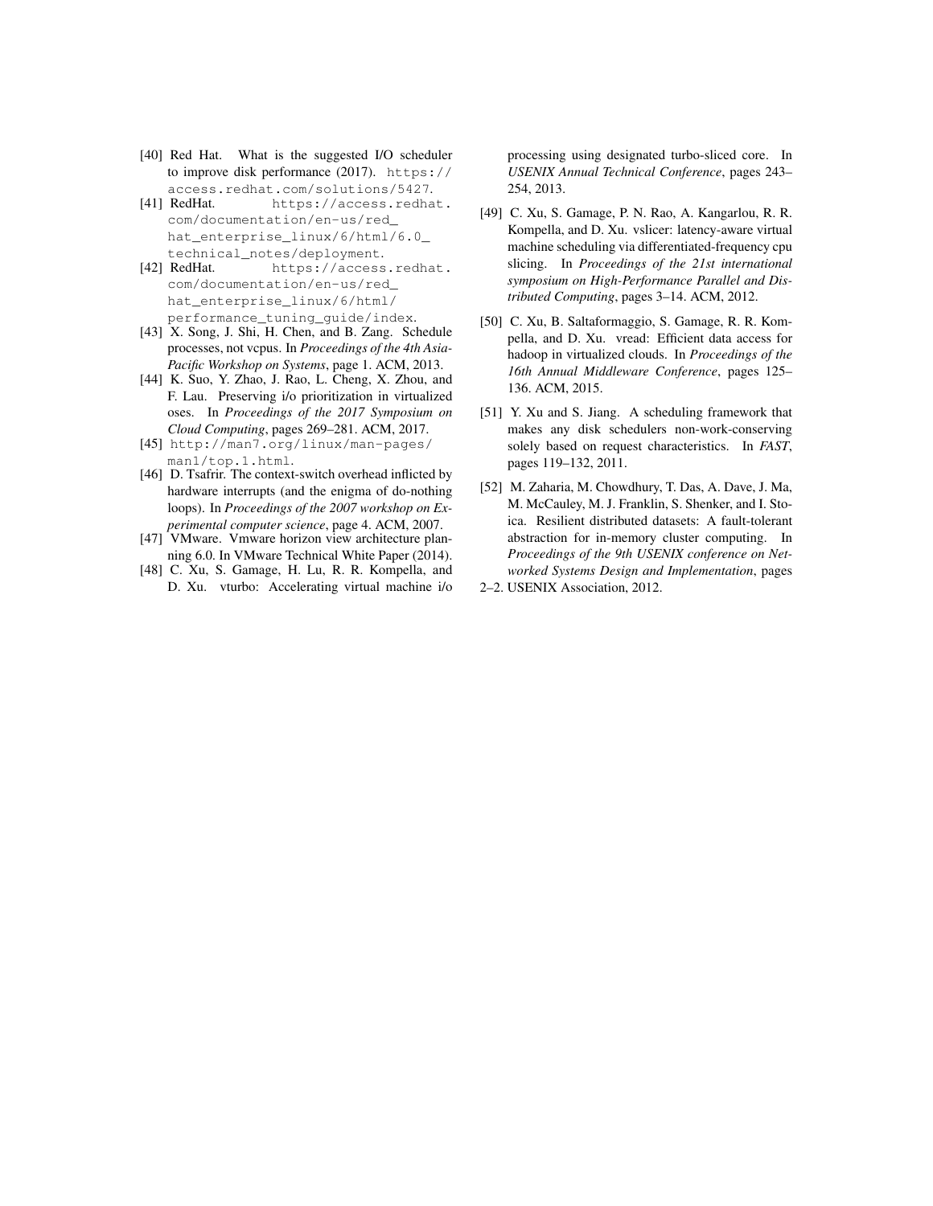[40] Red Hat. What is the suggested I/O scheduler to improve disk performance (2017). https://access.redhat.com/solutions/5427.

[41] RedHat. https://access.redhat.com/documentation/en-us/red_hat_enterprise_linux/6/html/6.0_technical_notes/deployment.

[42] RedHat. https://access.redhat.com/documentation/en-us/red_hat_enterprise_linux/6/html/performance_tuning_guide/index.

[43] X. Song, J. Shi, H. Chen, and B. Zang. Schedule processes, not vcpus. In *Proceedings of the 4th Asia-Pacific Workshop on Systems*, page 1. ACM, 2013.

[44] K. Suo, Y. Zhao, J. Rao, L. Cheng, X. Zhou, and F. Lau. Preserving i/o prioritization in virtualized oses. In *Proceedings of the 2017 Symposium on Cloud Computing*, pages 269–281. ACM, 2017.

[45] http://man7.org/linux/man-pages/man1/top.1.html.

[46] D. Tsafrir. The context-switch overhead inflicted by hardware interrupts (and the enigma of do-nothing loops). In *Proceedings of the 2007 workshop on Experimental computer science*, page 4. ACM, 2007.

[47] VMware. Vmware horizon view architecture planning 6.0. In VMware Technical White Paper (2014).

[48] C. Xu, S. Gamage, H. Lu, R. R. Kompella, and D. Xu. vturbo: Accelerating virtual machine i/o processing using designated turbo-sliced core. In *USENIX Annual Technical Conference*, pages 243–254, 2013.

[49] C. Xu, S. Gamage, P. N. Rao, A. Kangarlou, R. R. Kompella, and D. Xu. vslicer: latency-aware virtual machine scheduling via differentiated-frequency cpu slicing. In *Proceedings of the 21st international symposium on High-Performance Parallel and Distributed Computing*, pages 3–14. ACM, 2012.

[50] C. Xu, B. Saltaformaggio, S. Gamage, R. R. Kompella, and D. Xu. vread: Efficient data access for hadoop in virtualized clouds. In *Proceedings of the 16th Annual Middleware Conference*, pages 125–136. ACM, 2015.

[51] Y. Xu and S. Jiang. A scheduling framework that makes any disk schedulers non-work-conserving solely based on request characteristics. In *FAST*, pages 119–132, 2011.

[52] M. Zaharia, M. Chowdhury, T. Das, A. Dave, J. Ma, M. McCauley, M. J. Franklin, S. Shenker, and I. Stoica. Resilient distributed datasets: A fault-tolerant abstraction for in-memory cluster computing. In *Proceedings of the 9th USENIX conference on Networked Systems Design and Implementation*, pages 2–2. USENIX Association, 2012.